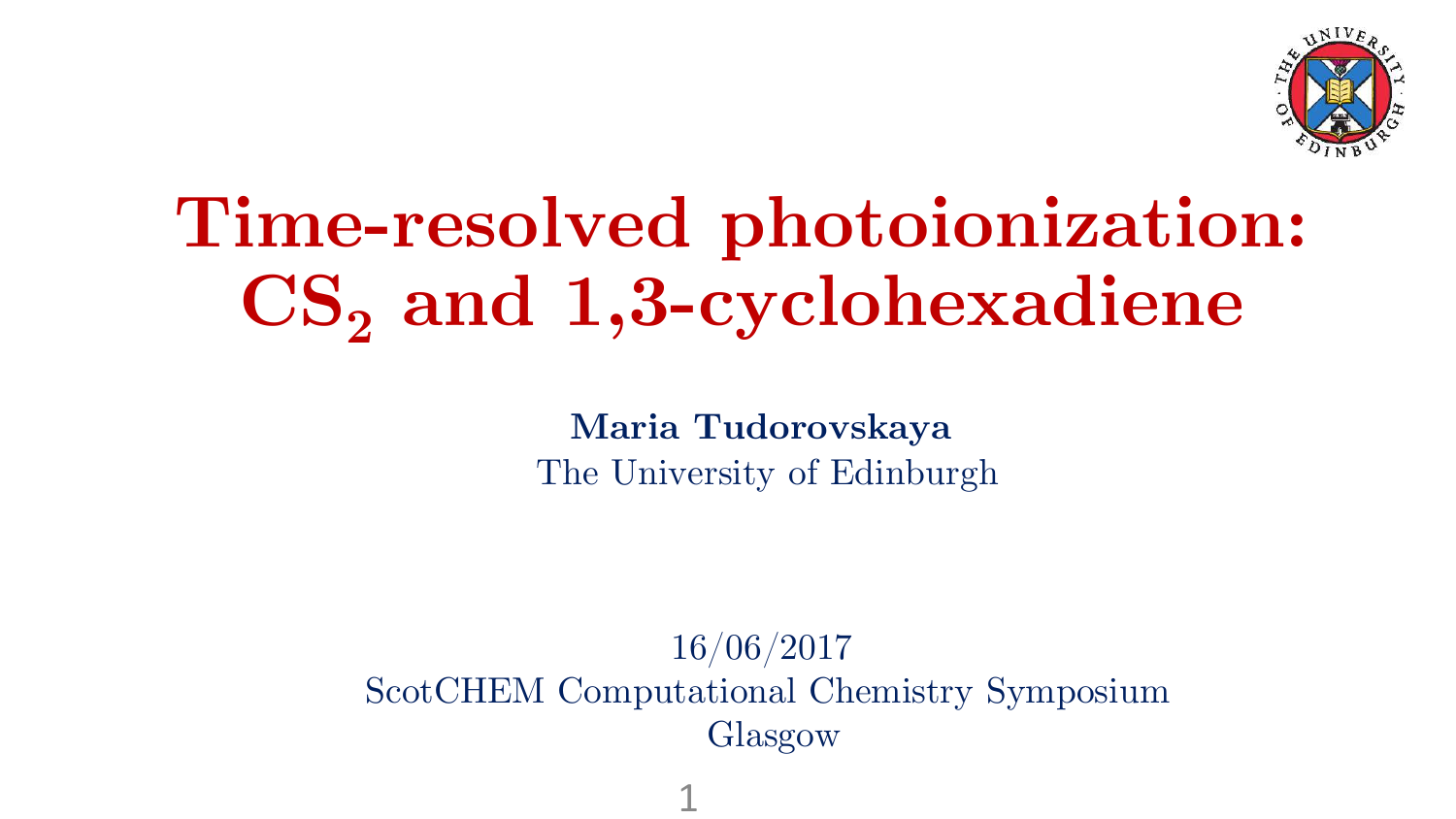# Time-resolved photoionization: $CS_2$ and 1,3-cyclohexadiene

**Maria Tudorovskaya**

The University of Edinburgh

16/06/2017

ScotCHEM Computational Chemistry Symposium

Glasgow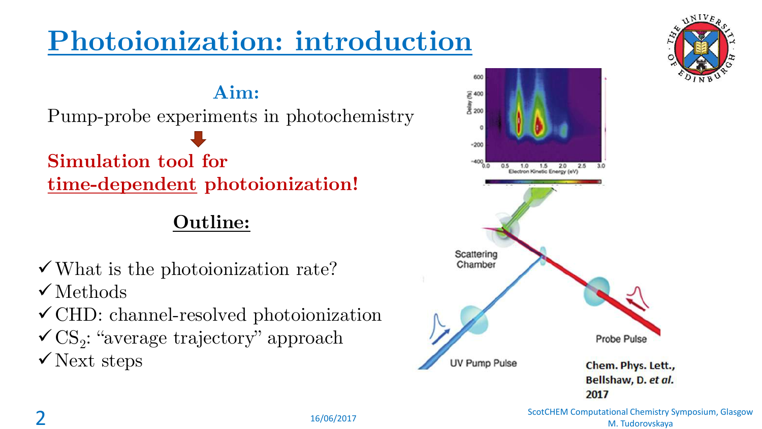# Photoionization: introduction

**Aim:**

Pump-probe experiments in photochemistry

⬇

**Simulation tool for time-dependent photoionization!**

**Outline:**

- ✓ What is the photoionization rate?
- ✓ Methods
- ✓ CHD: channel-resolved photoionization
- ✓ $CS_2$: "average trajectory" approach
- ✓ Next steps

600
400
200
0
-200
-400
Delay (fs)
0.0 0.5 1.0 1.5 2.0 2.5 3.0
Electron Kinetic Energy (eV)

Scattering Chamber

Probe Pulse

UV Pump Pulse

**Chem. Phys. Lett., Bellshaw, D. *et al.* 2017**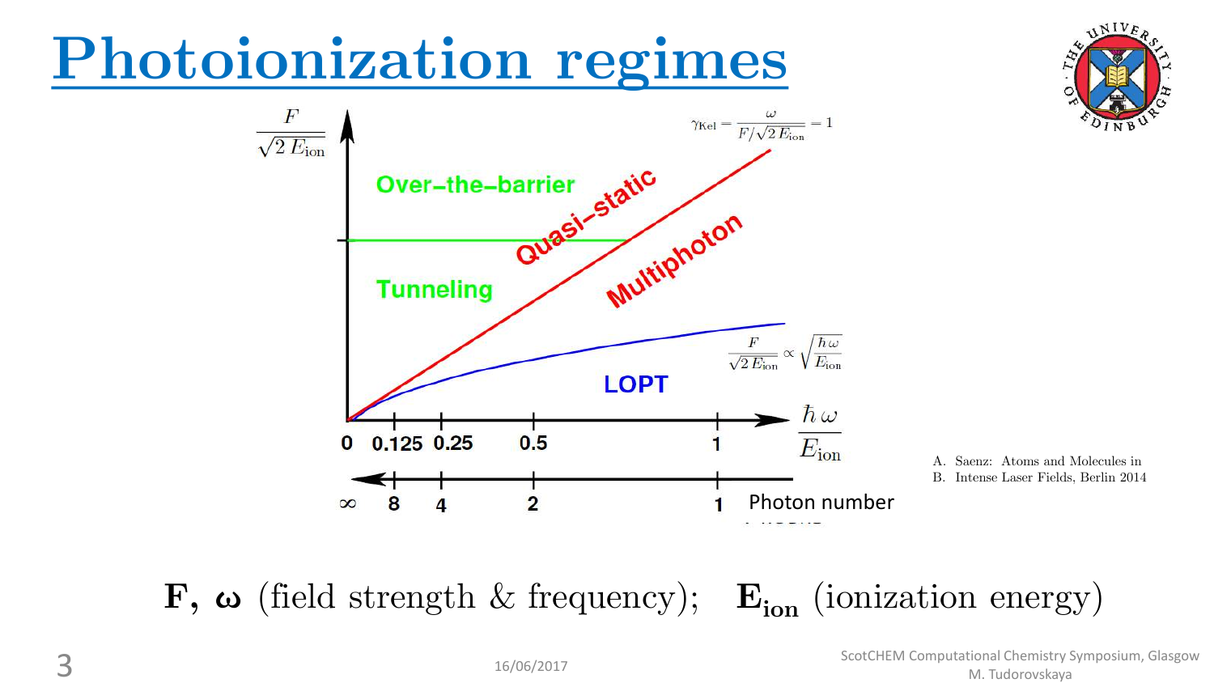# Photoionization regimes

$\frac{F}{\sqrt{2 E_{\text{ion}}}}$

$\gamma_{\text{Kel}} = \frac{\omega}{F/\sqrt{2 E_{\text{ion}}}} = 1$

Over–the–barrier

Quasi–static

Tunneling

Multiphoton

$\frac{F}{\sqrt{2 E_{\text{ion}}}} \propto \sqrt{\frac{\hbar\omega}{E_{\text{ion}}}}$

LOPT

$\frac{\hbar\omega}{E_{\text{ion}}}$

0 0.125 0.25 0.5 1

∞ 8 4 2 1

Photon number

A. Saenz: Atoms and Molecules in
B. Intense Laser Fields, Berlin 2014

**F, ω** (field strength & frequency); **$E_{\text{ion}}$** (ionization energy)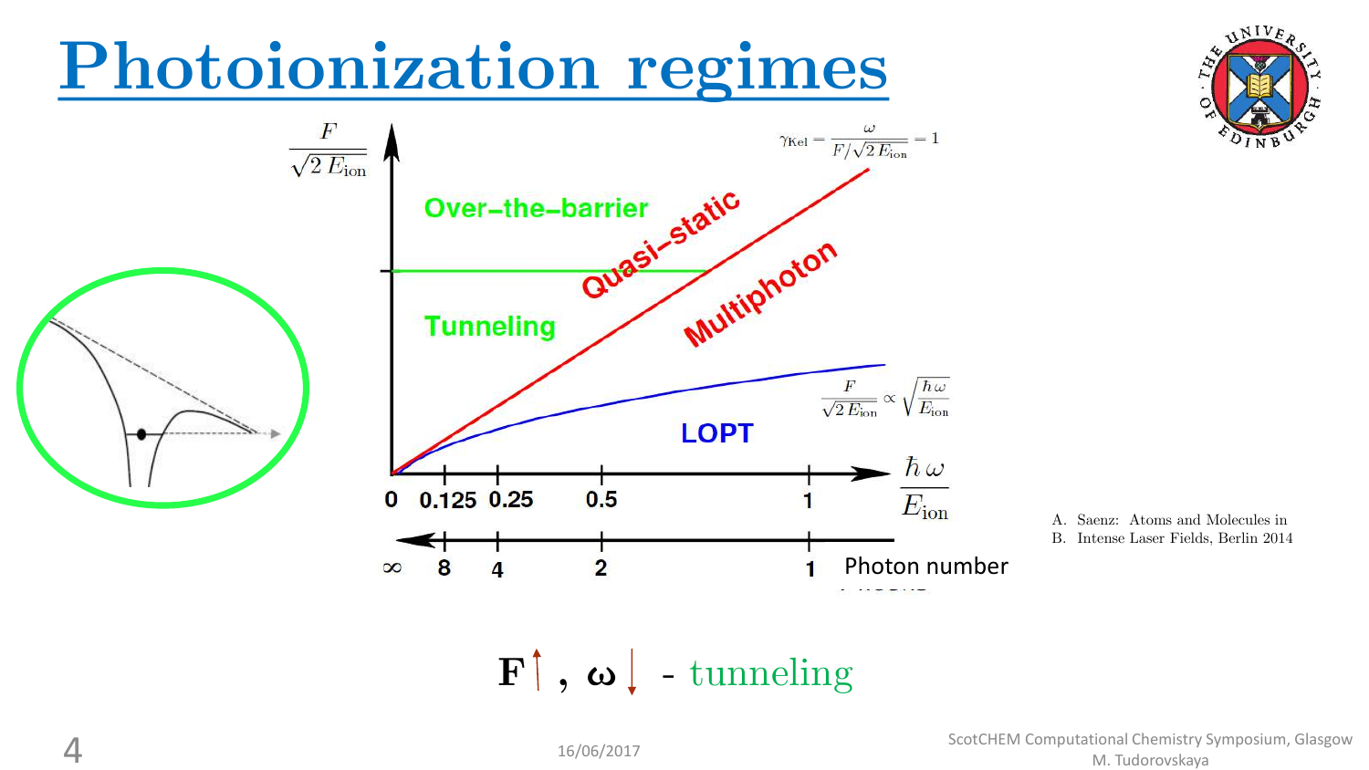# Photoionization regimes

$\frac{F}{\sqrt{2\,E_{\text{ion}}}}$

$\gamma_{\text{Kel}} = \frac{\omega}{F/\sqrt{2\,E_{\text{ion}}}} = 1$

Over–the–barrier

Quasi–static

Tunneling

Multiphoton

$\frac{F}{\sqrt{2\,E_{\text{ion}}}} \propto \sqrt{\frac{\hbar\,\omega}{E_{\text{ion}}}}$

LOPT

0 0.125 0.25 0.5 1

$\frac{\hbar\,\omega}{E_{\text{ion}}}$

∞ 8 4 2 1

Photon number

A. Saenz: Atoms and Molecules in
B. Intense Laser Fields, Berlin 2014

**F**↑ , **ω**↓ - tunneling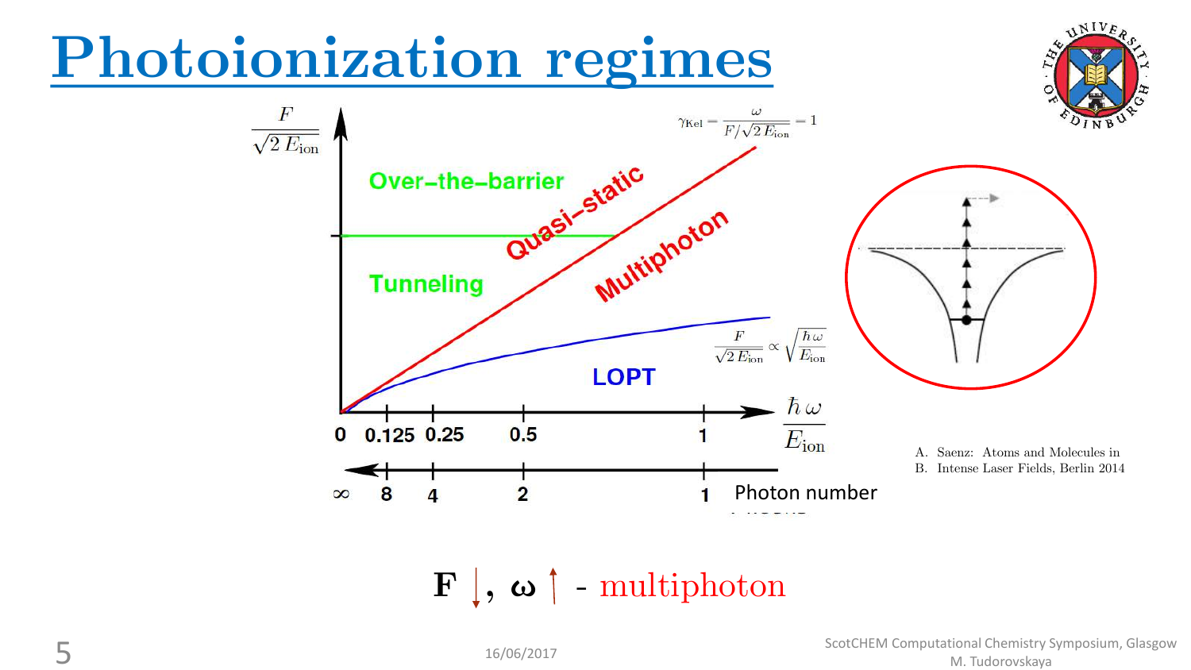# Photoionization regimes

$\frac{F}{\sqrt{2\,E_{\text{ion}}}}$

$\gamma_{\text{Kel}} = \frac{\omega}{F/\sqrt{2\,E_{\text{ion}}}} = 1$

Over–the–barrier

Quasi–static

Tunneling

Multiphoton

$\frac{F}{\sqrt{2\,E_{\text{ion}}}} \propto \sqrt{\frac{\hbar\,\omega}{E_{\text{ion}}}}$

LOPT

0 0.125 0.25 0.5 1 $\frac{\hbar\,\omega}{E_{\text{ion}}}$

∞ 8 4 2 1 Photon number

A. Saenz: Atoms and Molecules in Intense Laser Fields, Berlin 2014

**F** ↓, **ω** ↑ - multiphoton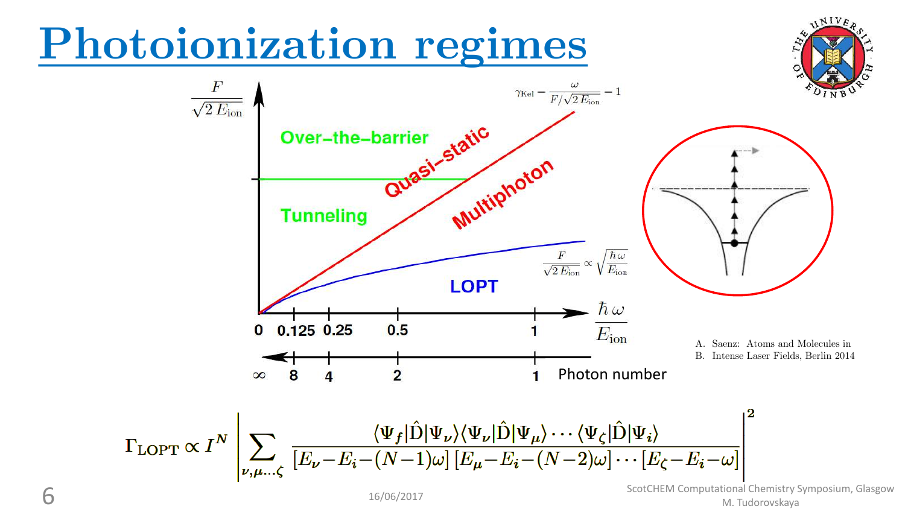# Photoionization regimes

$\frac{F}{\sqrt{2\,E_{\text{ion}}}}$

$\gamma_{\text{Kel}} = \frac{\omega}{F/\sqrt{2\,E_{\text{ion}}}} = 1$

Over–the–barrier

Quasi–static

Tunneling

Multiphoton

$\frac{F}{\sqrt{2\,E_{\text{ion}}}} \propto \sqrt{\frac{\hbar\,\omega}{E_{\text{ion}}}}$

LOPT

0 0.125 0.25 0.5 1

$\frac{\hbar\,\omega}{E_{\text{ion}}}$

∞ 8 4 2 1 Photon number

A. Saenz: Atoms and Molecules in
B. Intense Laser Fields, Berlin 2014

$$\Gamma_{\text{LOPT}} \propto I^N \left| \sum_{\nu,\mu\ldots\zeta} \frac{\langle\Psi_f|\hat{\mathrm{D}}|\Psi_\nu\rangle\langle\Psi_\nu|\hat{\mathrm{D}}|\Psi_\mu\rangle\cdots\langle\Psi_\zeta|\hat{\mathrm{D}}|\Psi_i\rangle}{[E_\nu - E_i - (N-1)\omega]\,[E_\mu - E_i - (N-2)\omega]\cdots[E_\zeta - E_i - \omega]} \right|^2$$

16/06/2017

ScotCHEM Computational Chemistry Symposium, Glasgow
M. Tudorovskaya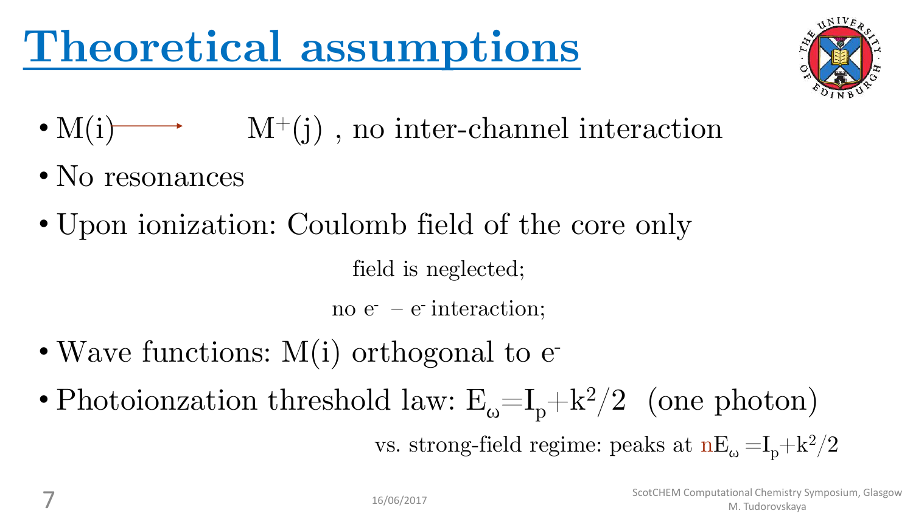# Theoretical assumptions

- M(i) $\longrightarrow$ $M^+$(j) , no inter-channel interaction
- No resonances
- Upon ionization: Coulomb field of the core only

  field is neglected;

  no $e^-$ – $e^-$ interaction;
- Wave functions: M(i) orthogonal to $e^-$
- Photoionzation threshold law: $E_\omega = I_p + k^2/2$ (one photon)

  vs. strong-field regime: peaks at $nE_\omega = I_p + k^2/2$

16/06/2017

ScotCHEM Computational Chemistry Symposium, Glasgow
M. Tudorovskaya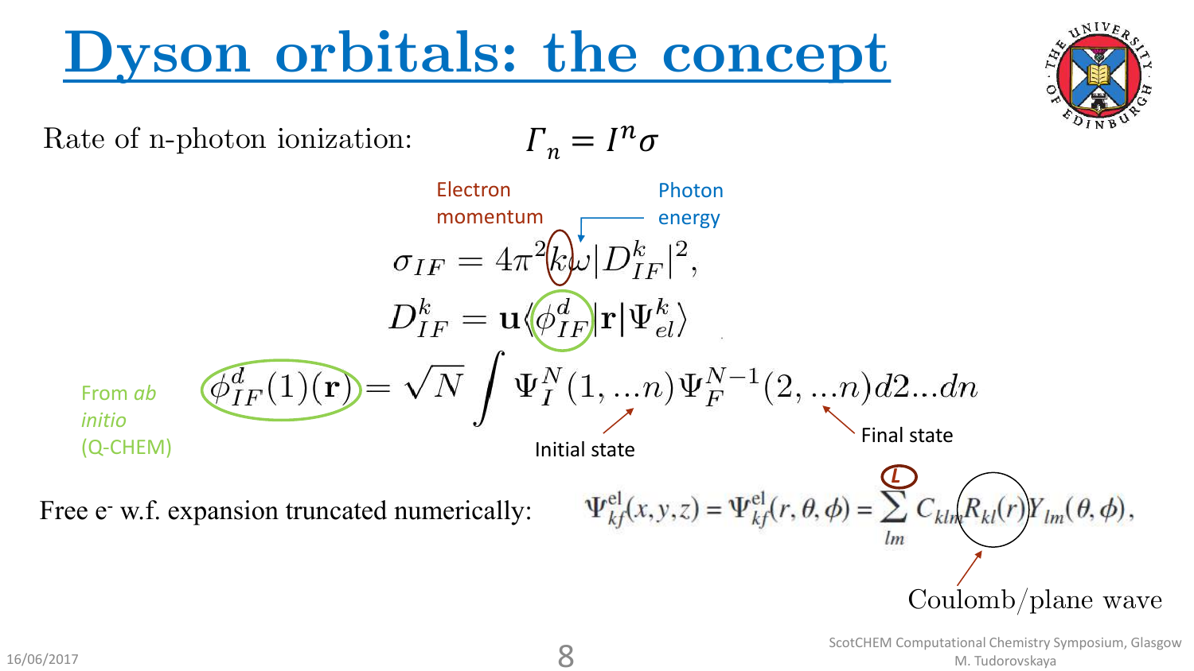# Dyson orbitals: the concept

Rate of n-photon ionization: $\Gamma_n = I^n \sigma$

Electron momentum

Photon energy

$$\sigma_{IF} = 4\pi^2 k\omega |D^k_{IF}|^2,$$

$$D^k_{IF} = \mathbf{u}\langle \phi^d_{IF} | \mathbf{r} | \Psi^k_{el} \rangle$$

From *ab initio* (Q-CHEM)

$$\phi^d_{IF}(1)(\mathbf{r}) = \sqrt{N} \int \Psi^N_I(1, \ldots n) \Psi^{N-1}_F(2, \ldots n) d2 \ldots dn$$

Initial state

Final state

Free e⁻ w.f. expansion truncated numerically:

$$\Psi^{\mathrm{el}}_{kf}(x,y,z) = \Psi^{\mathrm{el}}_{kf}(r,\theta,\phi) = \sum_{lm}^{L} C_{klm} R_{kl}(r) Y_{lm}(\theta,\phi),$$

Coulomb/plane wave

16/06/2017

ScotCHEM Computational Chemistry Symposium, Glasgow
M. Tudorovskaya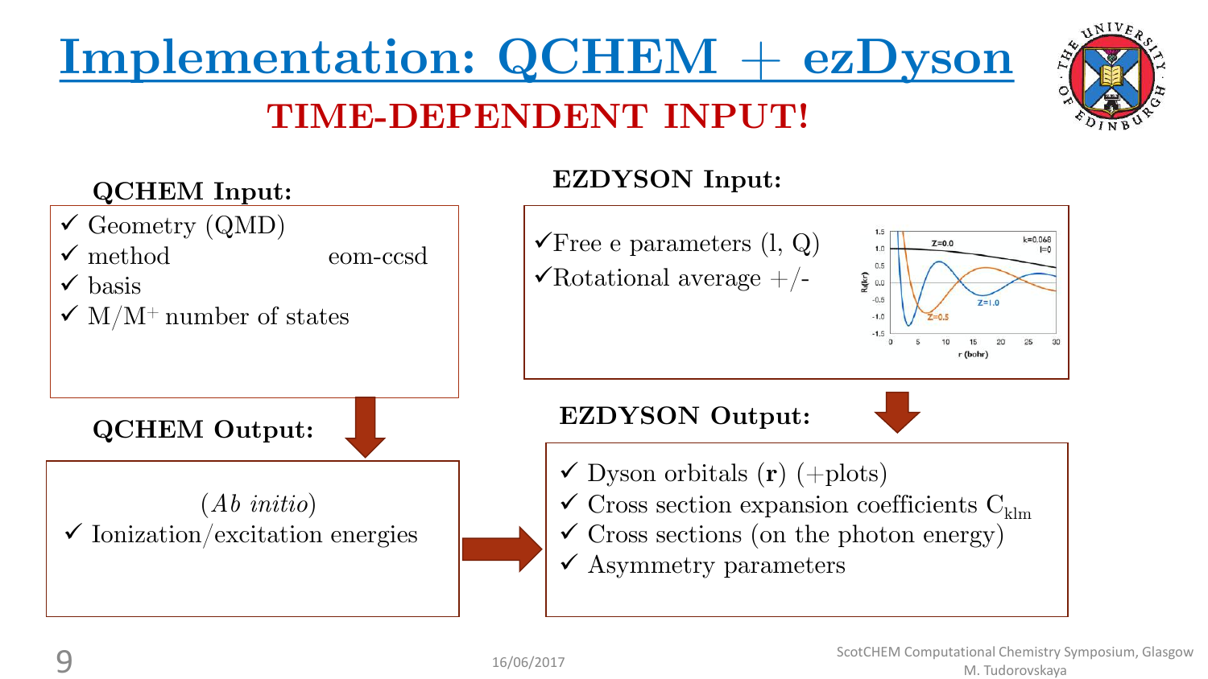# Implementation: QCHEM + ezDyson

## TIME-DEPENDENT INPUT!

### QCHEM Input:

- ✓ Geometry (QMD)
- ✓ method eom-ccsd
- ✓ basis
- ✓ $M/M^+$ number of states

### QCHEM Output:

(*Ab initio*)

- ✓ Ionization/excitation energies

### EZDYSON Input:

- ✓Free e parameters (l, Q)
- ✓Rotational average +/-

Z=0.0
k=0.068
l=0
Z=1.0
Z=0.5
$R_l(kr)$
r (bohr)
1.5
1.0
0.5
0.0
-0.5
-1.0
-1.5
0
5
10
15
20
25
30

### EZDYSON Output:

- ✓ Dyson orbitals (**r**) (+plots)
- ✓ Cross section expansion coefficients $C_{klm}$
- ✓ Cross sections (on the photon energy)
- ✓ Asymmetry parameters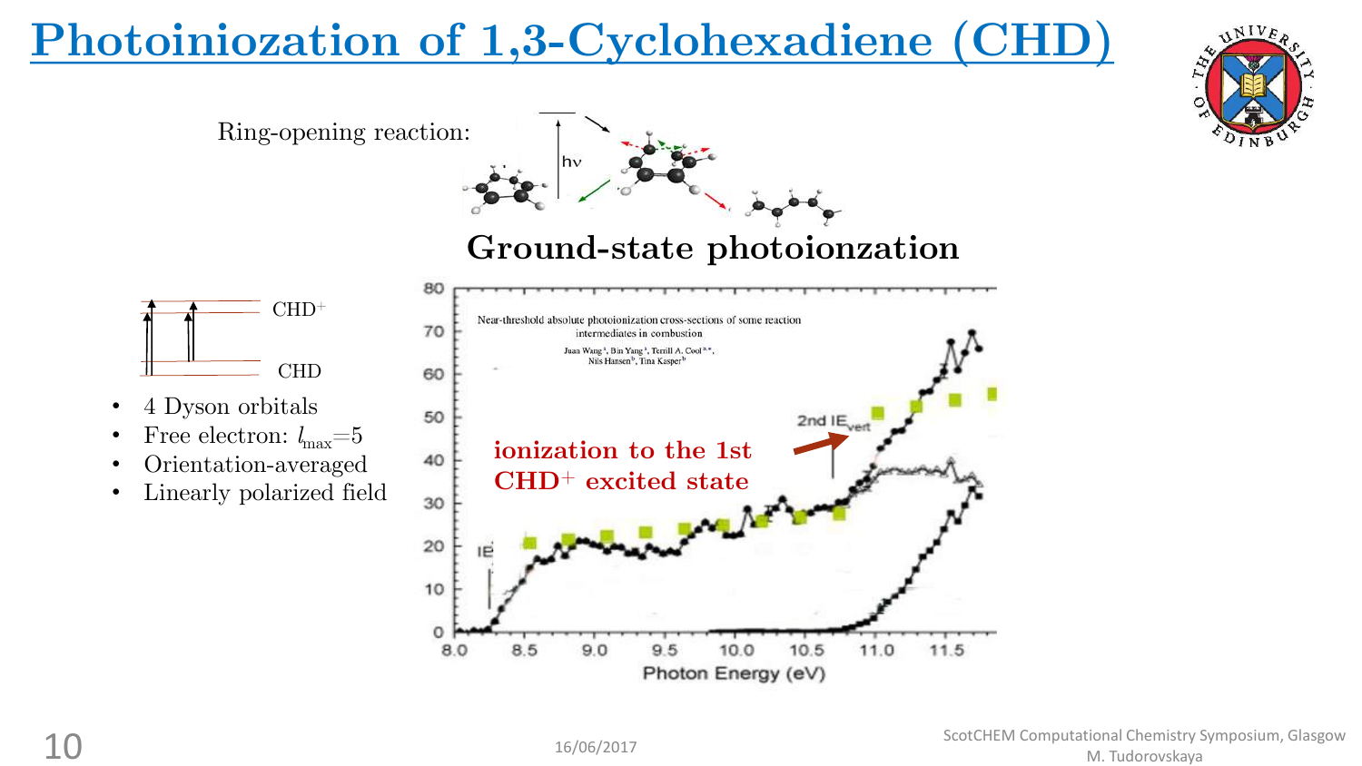# Photoiniozation of 1,3-Cyclohexadiene (CHD)

Ring-opening reaction:

hν

## Ground-state photoionzation

CHD⁺

CHD

- 4 Dyson orbitals
- Free electron: $l_{\max}=5$
- Orientation-averaged
- Linearly polarized field

Near-threshold absolute photoionization cross-sections of some reaction intermediates in combustion

Juan Wang [a], Bin Yang [a], Terrill A. Cool [a,*], Nils Hansen [b], Tina Kasper [b]

ionization to the 1st CHD⁺ excited state

2nd $IE_{vert}$

IE

80
70
60
50
40
30
20
10
0

8.0 8.5 9.0 9.5 10.0 10.5 11.0 11.5

Photon Energy (eV)

16/06/2017

ScotCHEM Computational Chemistry Symposium, Glasgow
M. Tudorovskaya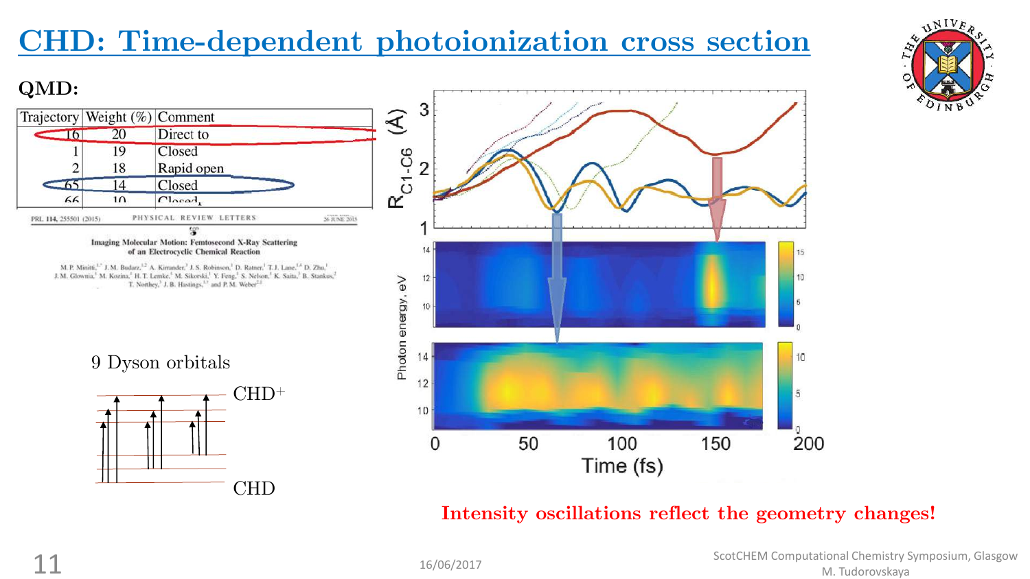# CHD: Time-dependent photoionization cross section

**QMD:**

| Trajectory | Weight (%) | Comment |
|---|---|---|
| 16 | 20 | Direct to |
| 1 | 19 | Closed |
| 2 | 18 | Rapid open |
| 65 | 14 | Closed |
| 66 | 10 | Closed |

PRL 114, 255501 (2015) PHYSICAL REVIEW LETTERS 26 JUNE 2015

Imaging Molecular Motion: Femtosecond X-Ray Scattering of an Electrocyclic Chemical Reaction

M. P. Minitti, J. M. Budarz, A. Kirrander, J. S. Robinson, D. Ratner, T. J. Lane, D. Zhu, J. M. Glownia, M. Kozina, H. T. Lemke, M. Sikorski, Y. Feng, S. Nelson, K. Saita, B. Stankus, T. Northey, J. B. Hastings, and P. M. Weber

9 Dyson orbitals

$CHD^+$

CHD

$R_{C1\text{-}C6}$ (Å)

3

2

1

Photon energy, eV

14

12

10

15

10

5

0

14

12

10

10

5

0

0 50 100 150 200

Time (fs)

**Intensity oscillations reflect the geometry changes!**

16/06/2017

ScotCHEM Computational Chemistry Symposium, Glasgow
M. Tudorovskaya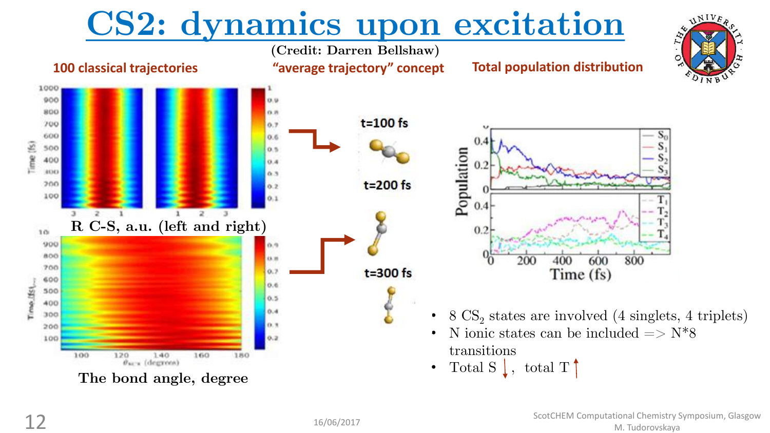# CS2: dynamics upon excitation

(Credit: Darren Bellshaw)

**100 classical trajectories**

Time (fs)
1000
900
800
700
600
500
400
300
200
100

3 2 1 1 2 3

R C-S, a.u. (left and right)

0.9 0.8 0.7 0.6 0.5 0.4 0.3 0.2 0.1

Time (fs)
900
800
700
600
500
400
300
200
100

100 120 140 160 180

The bond angle, degree

0.9 0.8 0.7 0.6 0.5 0.4 0.3 0.2

**"average trajectory" concept**

t=100 fs

t=200 fs

t=300 fs

**Total population distribution**

Population

0.4
0.2
0

$S_0$
$S_1$
$S_2$
$S_3$

0.4
0.2
0

$T_1$
$T_2$
$T_3$
$T_4$

0 200 400 600 800

Time (fs)

- 8 $CS_2$ states are involved (4 singlets, 4 triplets)
- N ionic states can be included => N*8 transitions
- Total S ↓, total T ↑

16/06/2017

ScotCHEM Computational Chemistry Symposium, Glasgow
M. Tudorovskaya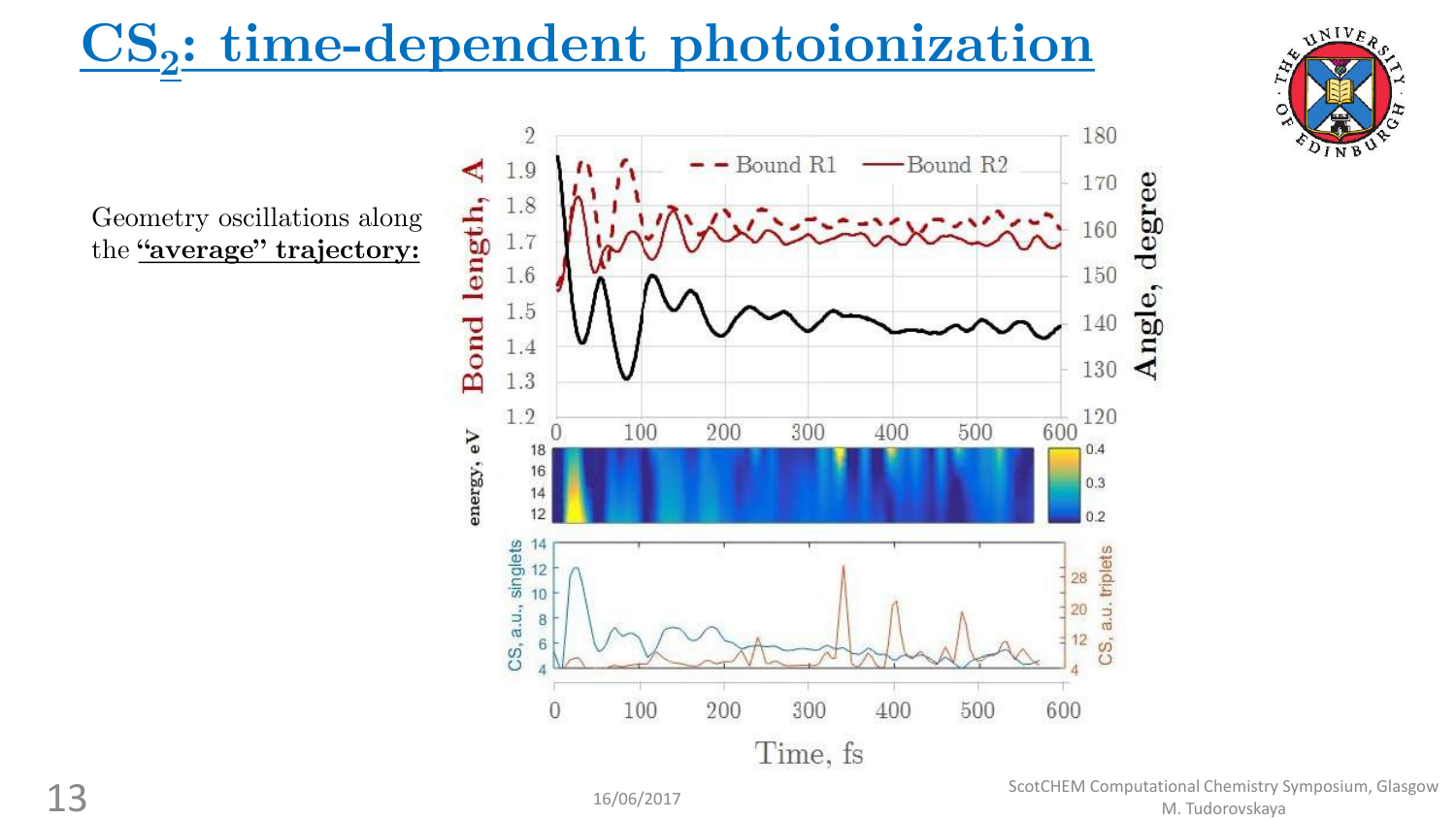# $CS_2$: time-dependent photoionization

Geometry oscillations along the **"average" trajectory:**

Bond length, A

Angle, degree

Bound R1

Bound R2

2
1.9
1.8
1.7
1.6
1.5
1.4
1.3
1.2

180
170
160
150
140
130
120

0 100 200 300 400 500 600

energy, eV

18
16
14
12

0.4
0.3
0.2

CS, a.u., singlets

14
12
10
8
6
4

CS, a.u. triplets

28
20
12
4

0 100 200 300 400 500 600

Time, fs

16/06/2017

ScotCHEM Computational Chemistry Symposium, Glasgow
M. Tudorovskaya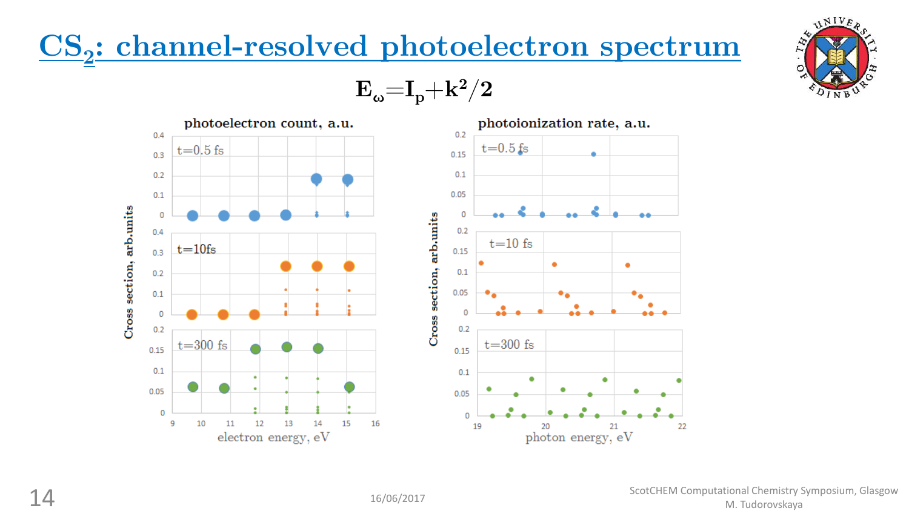# $CS_2$: channel-resolved photoelectron spectrum

$$E_\omega = I_p + k^2/2$$

photoelectron count, a.u.

Cross section, arb.units

t=0.5 fs

0.4
0.3
0.2
0.1
0

t=10fs

0.4
0.3
0.2
0.1
0

t=300 fs

0.2
0.15
0.1
0.05
0

9 10 11 12 13 14 15 16

electron energy, eV

photoionization rate, a.u.

Cross section, arb.units

t=0.5 fs

0.2
0.15
0.1
0.05
0

t=10 fs

0.2
0.15
0.1
0.05
0

t=300 fs

0.2
0.15
0.1
0.05
0

19 20 21 22

photon energy, eV

16/06/2017

ScotCHEM Computational Chemistry Symposium, Glasgow
M. Tudorovskaya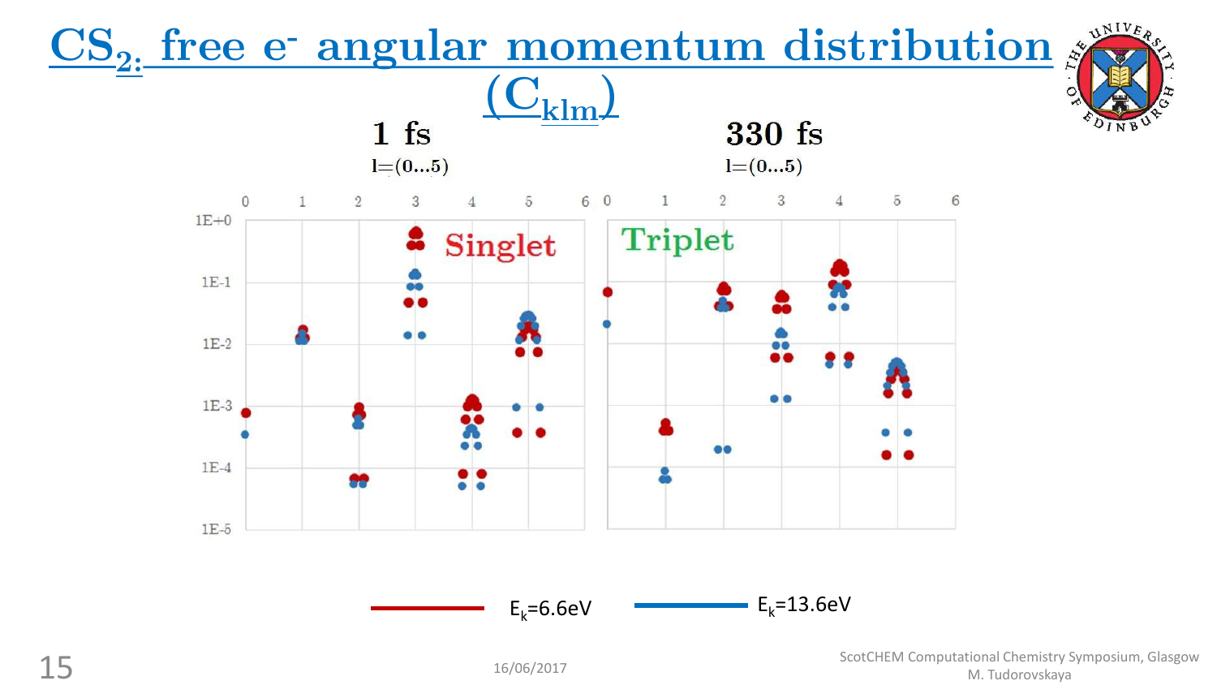# $CS_2$: free $e^-$ angular momentum distribution ($C_{klm}$)

**1 fs**

$l=(0...5)$

**330 fs**

$l=(0...5)$

Singlet

Triplet

$E_k$=6.6eV

$E_k$=13.6eV

16/06/2017

ScotCHEM Computational Chemistry Symposium, Glasgow
M. Tudorovskaya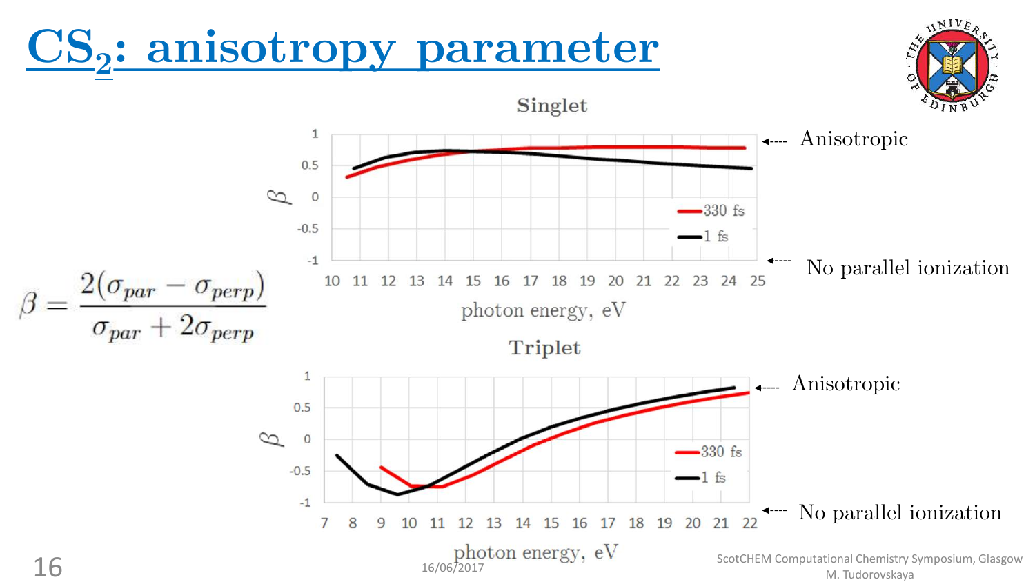# $CS_2$: anisotropy parameter

$$\beta = \frac{2(\sigma_{par} - \sigma_{perp})}{\sigma_{par} + 2\sigma_{perp}}$$

Singlet

1
0.5
0
-0.5
-1

10 11 12 13 14 15 16 17 18 19 20 21 22 23 24 25

photon energy, eV

$\beta$

330 fs
1 fs

Anisotropic

No parallel ionization

Triplet

1
0.5
0
-0.5
-1

7 8 9 10 11 12 13 14 15 16 17 18 19 20 21 22

photon energy, eV

$\beta$

330 fs
1 fs

Anisotropic

No parallel ionization

16/06/2017

ScotCHEM Computational Chemistry Symposium, Glasgow
M. Tudorovskaya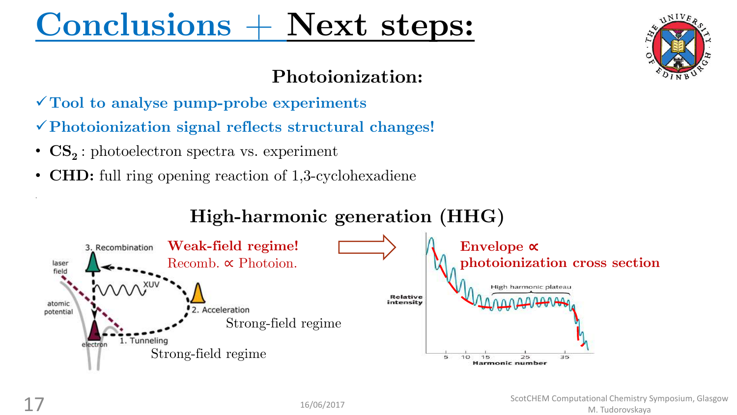# Conclusions + Next steps:

### Photoionization:

- ✓ **Tool to analyse pump-probe experiments**
- ✓ **Photoionization signal reflects structural changes!**
- **$CS_2$** : photoelectron spectra vs. experiment
- **CHD:** full ring opening reaction of 1,3-cyclohexadiene

### High-harmonic generation (HHG)

3. Recombination
laser field
XUV
atomic potential
2. Acceleration
electron
1. Tunneling

**Weak-field regime!**
Recomb. ∝ Photoion.

Strong-field regime

Strong-field regime

**Envelope ∝ photoionization cross section**

Relative intensity
High harmonic plateau
5 10 15 25 35
Harmonic number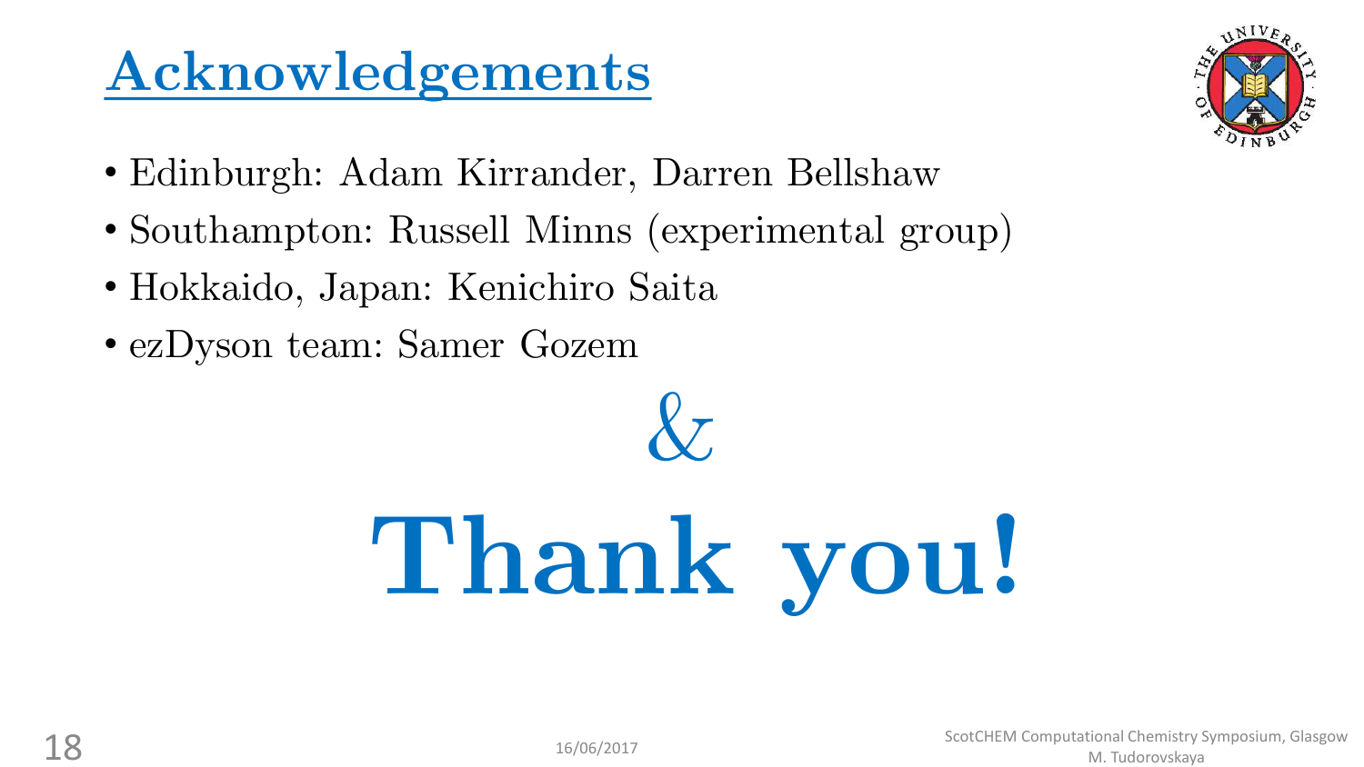# Acknowledgements

- Edinburgh: Adam Kirrander, Darren Bellshaw
- Southampton: Russell Minns (experimental group)
- Hokkaido, Japan: Kenichiro Saita
- ezDyson team: Samer Gozem

&

# Thank you!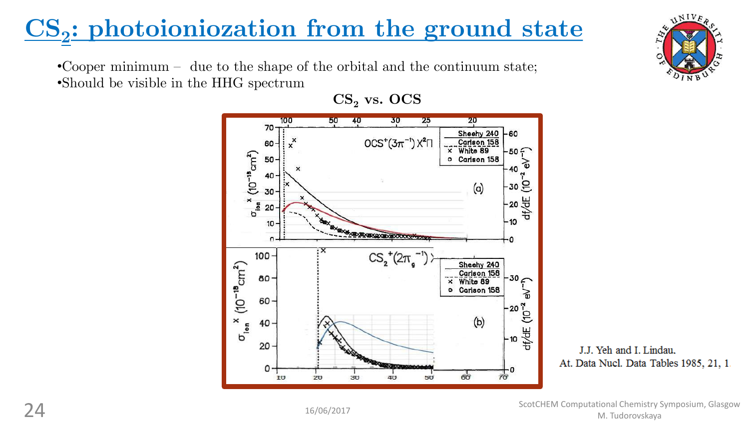# $CS_2$: photoioniozation from the ground state

- Cooper minimum – due to the shape of the orbital and the continuum state;
- Should be visible in the HHG spectrum

**$CS_2$ vs. OCS**

100 50 40 30 25 20

$OCS^+(3\pi^{-1})\ X^2\Pi$

Sheehy 240
Carlson 158
× White 89
o Carlson 158

(a)

$\sigma_{ion}^{x}\ (10^{-18}cm^2)$

$df/dE\ (10^{-2}\ eV^{-1})$

70 60 50 40 30 20 10 0

60 50 40 30 20 10 0

$CS_2^+(2\pi_g^{-1})$

Sheehy 240
Carlson 158
× White 89
o Carlson 158

(b)

$\sigma_{ion}^{x}\ (10^{-18}cm^2)$

$df/dE\ (10^{-2}\ eV^{-1})$

100 80 60 40 20 0

30 20 10 0

10 20 30 40 50 60 70

J.J. Yeh and I. Lindau. At. Data Nucl. Data Tables 1985, 21, 1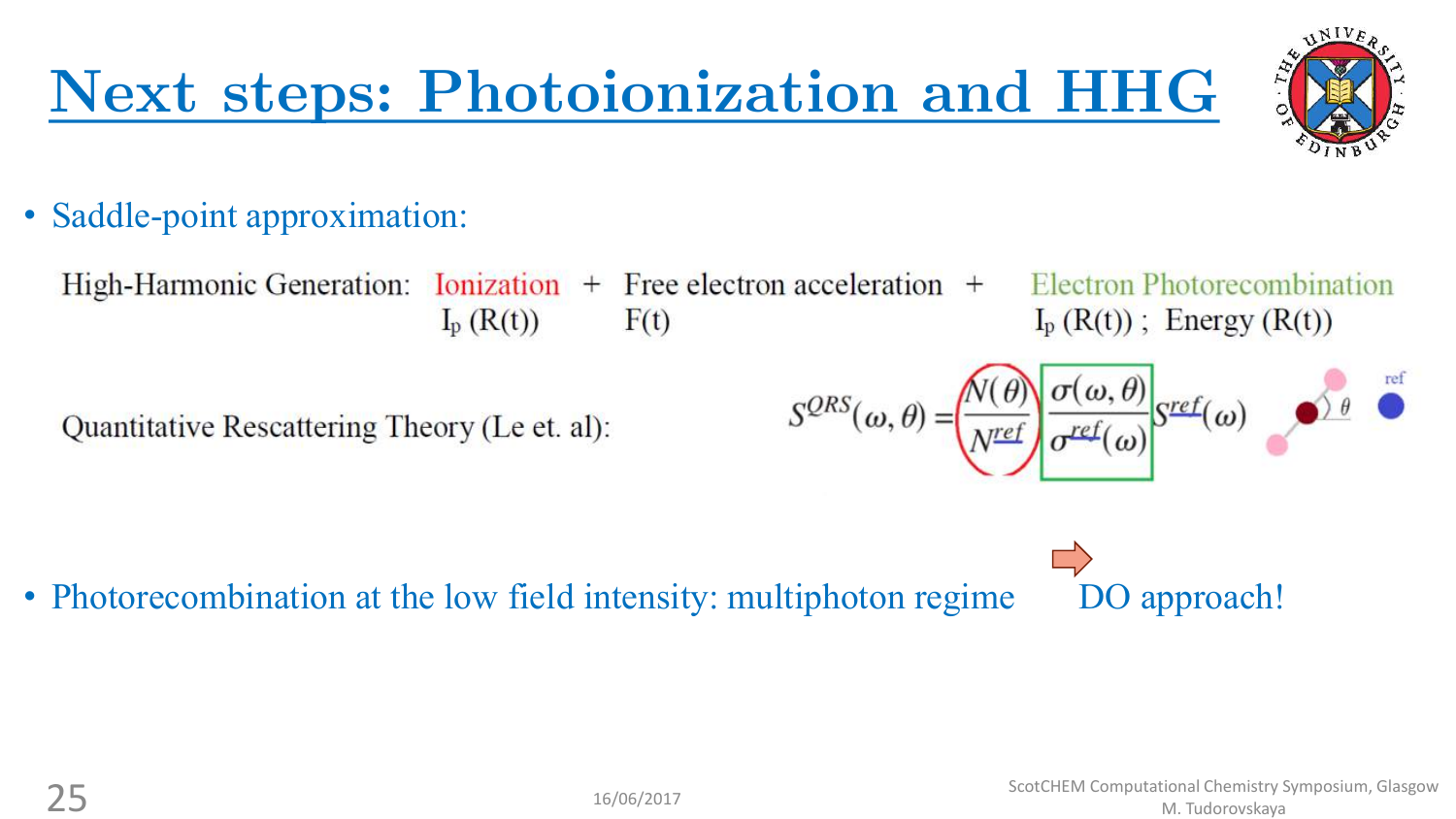# Next steps: Photoionization and HHG

- Saddle-point approximation:

High-Harmonic Generation: Ionization + Free electron acceleration + Electron Photorecombination

$I_p\,(R(t))$ &nbsp;&nbsp; $F(t)$ &nbsp;&nbsp; $I_p\,(R(t))$ ; Energy $(R(t))$

Quantitative Rescattering Theory (Le et. al):

$$S^{QRS}(\omega,\theta) = \frac{N(\theta)}{N^{ref}} \frac{\sigma(\omega,\theta)}{\sigma^{ref}(\omega)} S^{ref}(\omega)$$

$\theta$ &nbsp; ref

- Photorecombination at the low field intensity: multiphoton regime → DO approach!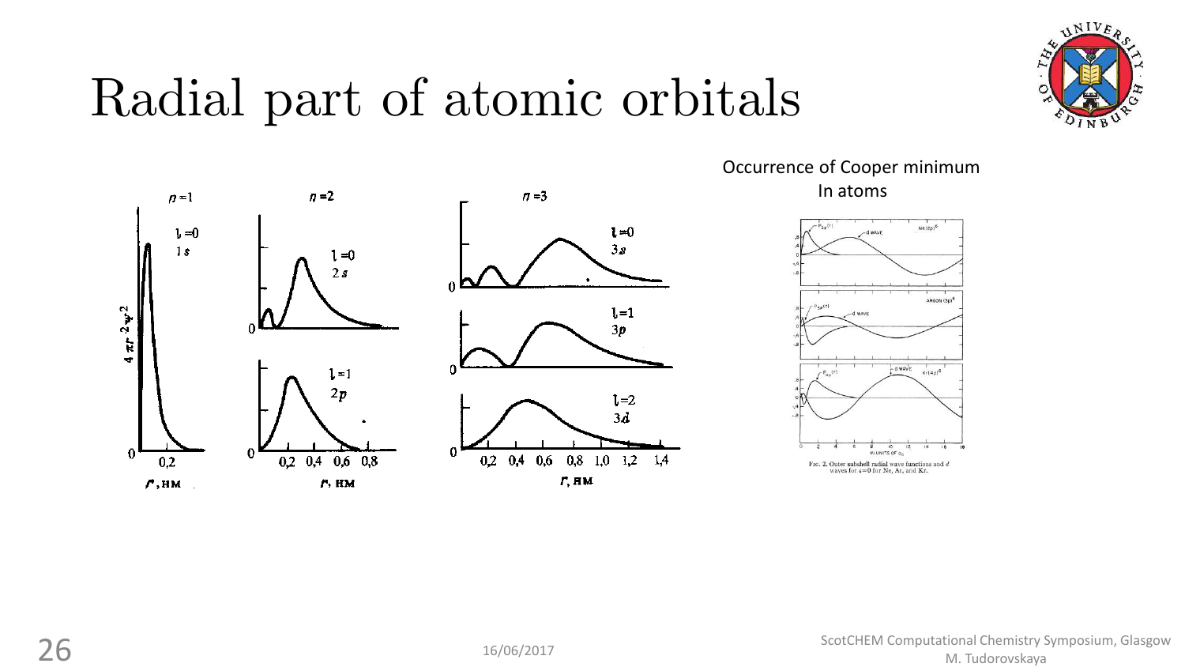# Radial part of atomic orbitals

$n=1$

$l=0$

$1s$

$4\pi r^2 \psi^2$

0

0,2

$r$, нм

$n=2$

$l=0$

$2s$

$l=1$

$2p$

0

0,2 0,4 0,6 0,8

$r$, нм

$n=3$

$l=0$

$3s$

$l=1$

$3p$

$l=2$

$3d$

0

0,2 0,4 0,6 0,8 1,0 1,2 1,4

$r$, нм

Occurrence of Cooper minimum
In atoms

FIG. 2. Outer subshell radial wave functions and $d$ waves for $\epsilon = 0$ for Ne, Ar, and Kr.